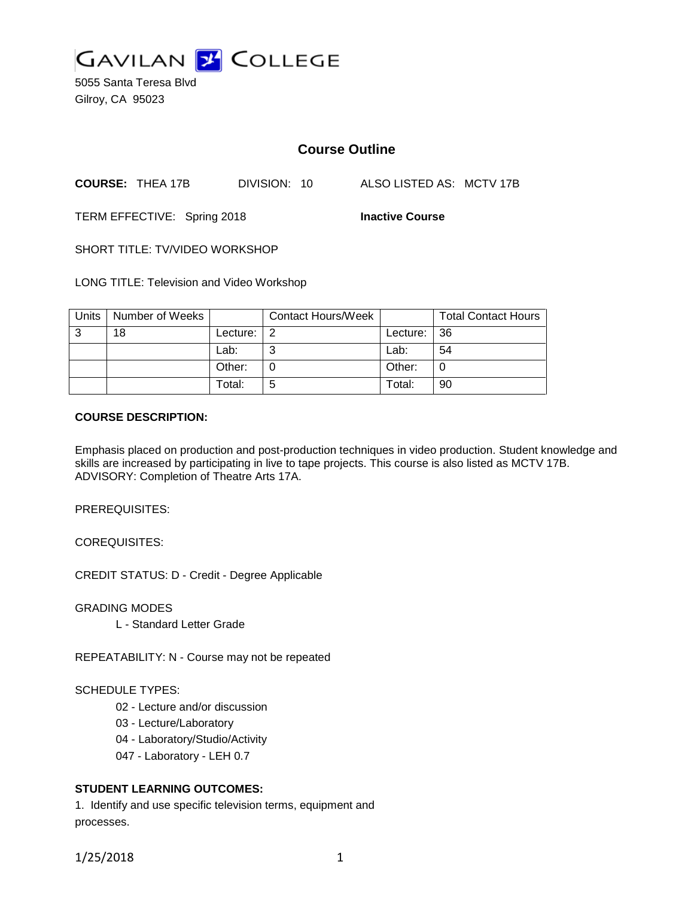GAVILAN COLLEGE

5055 Santa Teresa Blvd
Gilroy, CA 95023

## Course Outline

**COURSE:** THEA 17B DIVISION: 10 ALSO LISTED AS: MCTV 17B

TERM EFFECTIVE: Spring 2018 **Inactive Course**

SHORT TITLE: TV/VIDEO WORKSHOP

LONG TITLE: Television and Video Workshop

| Units | Number of Weeks | | Contact Hours/Week | | Total Contact Hours |
|---|---|---|---|---|---|
| 3 | 18 | Lecture: | 2 | Lecture: | 36 |
| | | Lab: | 3 | Lab: | 54 |
| | | Other: | 0 | Other: | 0 |
| | | Total: | 5 | Total: | 90 |

**COURSE DESCRIPTION:**

Emphasis placed on production and post-production techniques in video production. Student knowledge and skills are increased by participating in live to tape projects. This course is also listed as MCTV 17B.
ADVISORY: Completion of Theatre Arts 17A.

PREREQUISITES:

COREQUISITES:

CREDIT STATUS: D - Credit - Degree Applicable

GRADING MODES

L - Standard Letter Grade

REPEATABILITY: N - Course may not be repeated

SCHEDULE TYPES:

02 - Lecture and/or discussion
03 - Lecture/Laboratory
04 - Laboratory/Studio/Activity
047 - Laboratory - LEH 0.7

**STUDENT LEARNING OUTCOMES:**

1. Identify and use specific television terms, equipment and processes.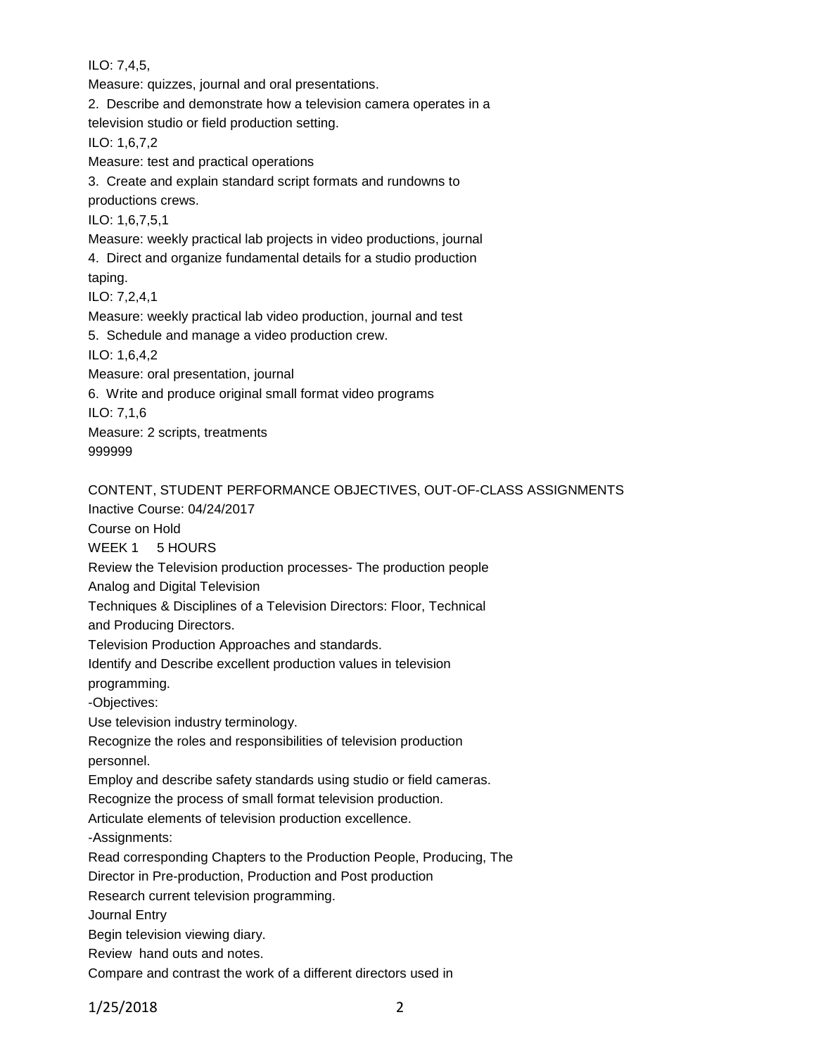ILO: 7,4,5,

Measure: quizzes, journal and oral presentations.

2. Describe and demonstrate how a television camera operates in a television studio or field production setting.

ILO: 1,6,7,2

Measure: test and practical operations

3. Create and explain standard script formats and rundowns to productions crews.

ILO: 1,6,7,5,1

Measure: weekly practical lab projects in video productions, journal

4. Direct and organize fundamental details for a studio production taping.

ILO: 7,2,4,1

Measure: weekly practical lab video production, journal and test

5. Schedule and manage a video production crew.

ILO: 1,6,4,2

Measure: oral presentation, journal

6. Write and produce original small format video programs

ILO: 7,1,6

Measure: 2 scripts, treatments

999999

CONTENT, STUDENT PERFORMANCE OBJECTIVES, OUT-OF-CLASS ASSIGNMENTS

Inactive Course: 04/24/2017

Course on Hold

WEEK 1 5 HOURS

Review the Television production processes- The production people

Analog and Digital Television

Techniques & Disciplines of a Television Directors: Floor, Technical and Producing Directors.

Television Production Approaches and standards.

Identify and Describe excellent production values in television programming.

-Objectives:

Use television industry terminology.

Recognize the roles and responsibilities of television production personnel.

Employ and describe safety standards using studio or field cameras.

Recognize the process of small format television production.

Articulate elements of television production excellence.

-Assignments:

Read corresponding Chapters to the Production People, Producing, The Director in Pre-production, Production and Post production

Research current television programming.

Journal Entry

Begin television viewing diary.

Review hand outs and notes.

Compare and contrast the work of a different directors used in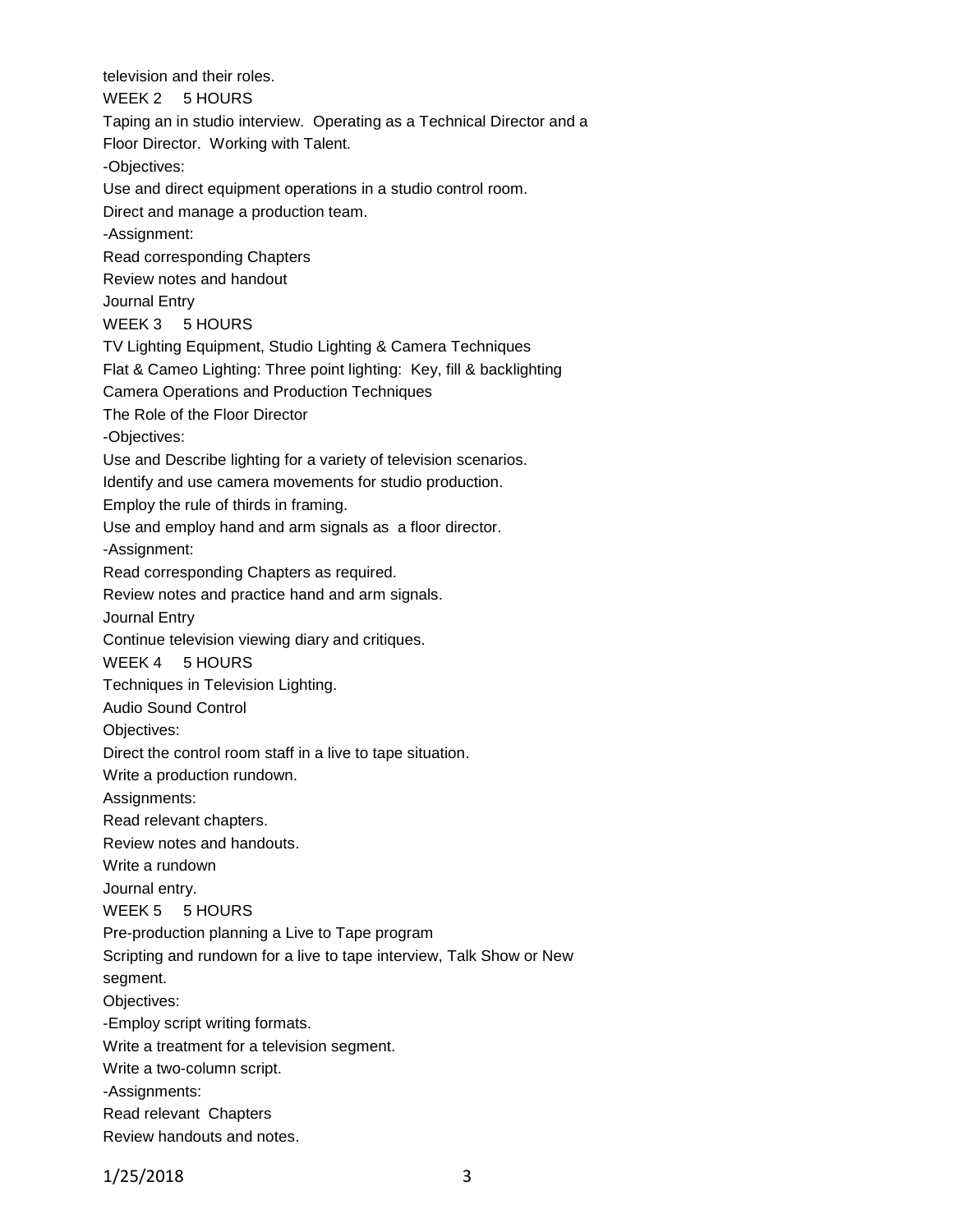television and their roles.

WEEK 2 5 HOURS

Taping an in studio interview. Operating as a Technical Director and a Floor Director. Working with Talent.

-Objectives:

Use and direct equipment operations in a studio control room.

Direct and manage a production team.

-Assignment:

Read corresponding Chapters

Review notes and handout

Journal Entry

WEEK 3 5 HOURS

TV Lighting Equipment, Studio Lighting & Camera Techniques

Flat & Cameo Lighting: Three point lighting: Key, fill & backlighting

Camera Operations and Production Techniques

The Role of the Floor Director

-Objectives:

Use and Describe lighting for a variety of television scenarios.

Identify and use camera movements for studio production.

Employ the rule of thirds in framing.

Use and employ hand and arm signals as a floor director.

-Assignment:

Read corresponding Chapters as required.

Review notes and practice hand and arm signals.

Journal Entry

Continue television viewing diary and critiques.

WEEK 4 5 HOURS

Techniques in Television Lighting.

Audio Sound Control

Objectives:

Direct the control room staff in a live to tape situation.

Write a production rundown.

Assignments:

Read relevant chapters.

Review notes and handouts.

Write a rundown

Journal entry.

WEEK 5 5 HOURS

Pre-production planning a Live to Tape program

Scripting and rundown for a live to tape interview, Talk Show or New segment.

Objectives:

-Employ script writing formats.

Write a treatment for a television segment.

Write a two-column script.

-Assignments:

Read relevant Chapters

Review handouts and notes.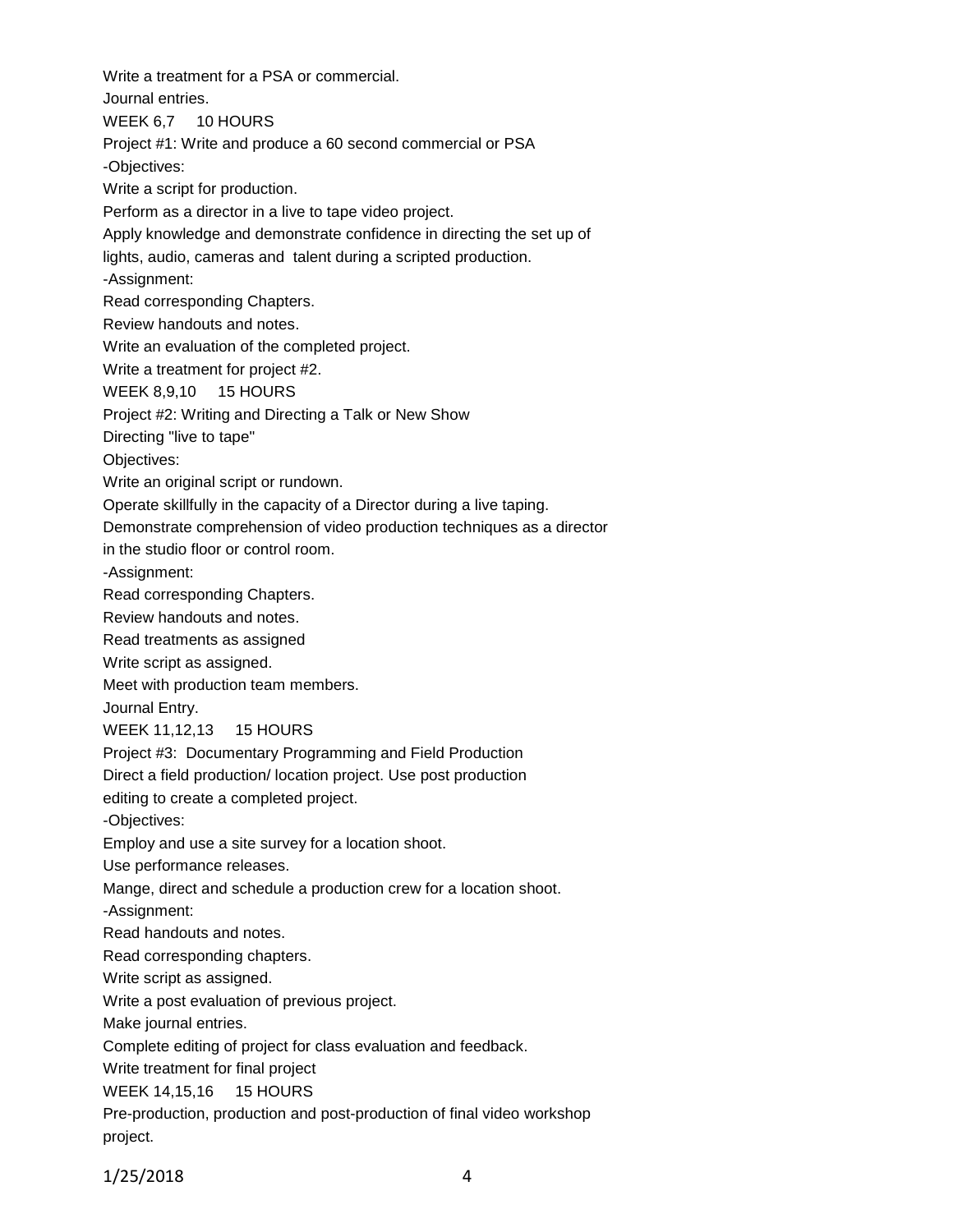Write a treatment for a PSA or commercial.

Journal entries.

WEEK 6,7 10 HOURS

Project #1: Write and produce a 60 second commercial or PSA

-Objectives:

Write a script for production.

Perform as a director in a live to tape video project.

Apply knowledge and demonstrate confidence in directing the set up of lights, audio, cameras and talent during a scripted production.

-Assignment:

Read corresponding Chapters.

Review handouts and notes.

Write an evaluation of the completed project.

Write a treatment for project #2.

WEEK 8,9,10 15 HOURS

Project #2: Writing and Directing a Talk or New Show

Directing "live to tape"

Objectives:

Write an original script or rundown.

Operate skillfully in the capacity of a Director during a live taping.

Demonstrate comprehension of video production techniques as a director in the studio floor or control room.

-Assignment:

Read corresponding Chapters.

Review handouts and notes.

Read treatments as assigned

Write script as assigned.

Meet with production team members.

Journal Entry.

WEEK 11,12,13 15 HOURS

Project #3: Documentary Programming and Field Production

Direct a field production/ location project. Use post production editing to create a completed project.

-Objectives:

Employ and use a site survey for a location shoot.

Use performance releases.

Mange, direct and schedule a production crew for a location shoot.

-Assignment:

Read handouts and notes.

Read corresponding chapters.

Write script as assigned.

Write a post evaluation of previous project.

Make journal entries.

Complete editing of project for class evaluation and feedback.

Write treatment for final project

WEEK 14,15,16 15 HOURS

Pre-production, production and post-production of final video workshop project.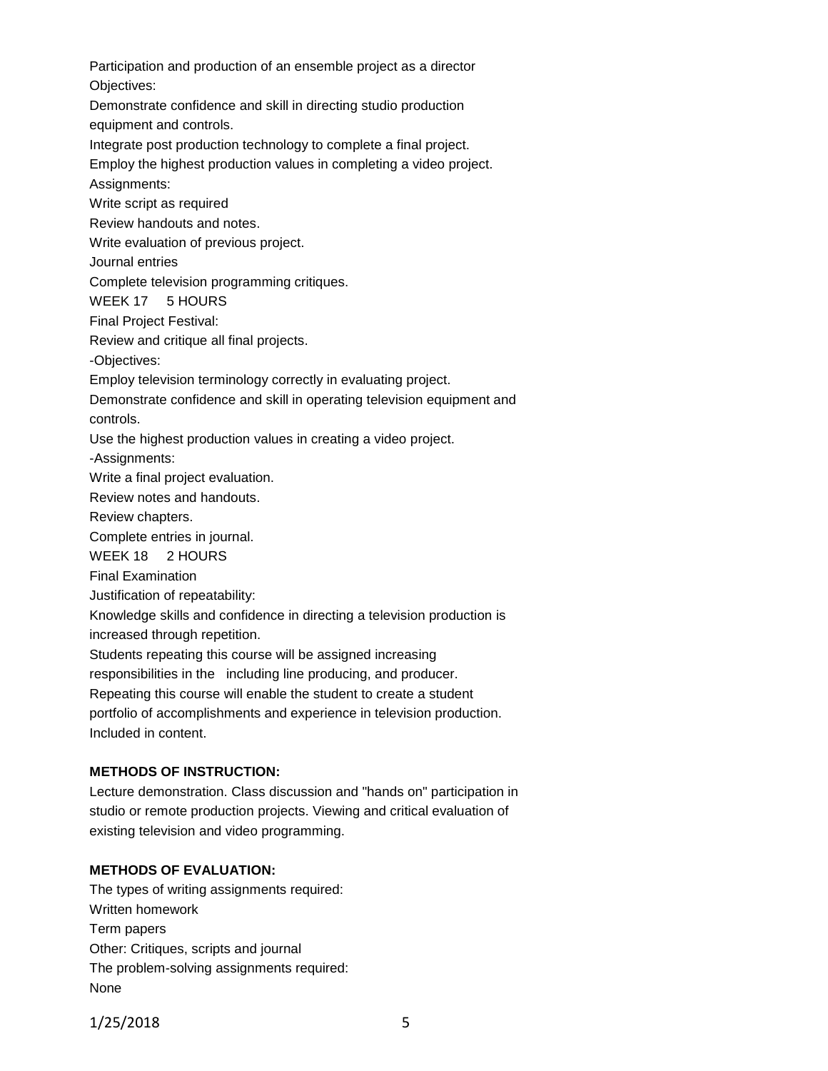Participation and production of an ensemble project as a director

Objectives:

Demonstrate confidence and skill in directing studio production equipment and controls.

Integrate post production technology to complete a final project.

Employ the highest production values in completing a video project.

Assignments:

Write script as required

Review handouts and notes.

Write evaluation of previous project.

Journal entries

Complete television programming critiques.

WEEK 17 5 HOURS

Final Project Festival:

Review and critique all final projects.

-Objectives:

Employ television terminology correctly in evaluating project.

Demonstrate confidence and skill in operating television equipment and controls.

Use the highest production values in creating a video project.

-Assignments:

Write a final project evaluation.

Review notes and handouts.

Review chapters.

Complete entries in journal.

WEEK 18 2 HOURS

Final Examination

Justification of repeatability:

Knowledge skills and confidence in directing a television production is increased through repetition.

Students repeating this course will be assigned increasing responsibilities in the including line producing, and producer.

Repeating this course will enable the student to create a student portfolio of accomplishments and experience in television production.

Included in content.

**METHODS OF INSTRUCTION:**

Lecture demonstration. Class discussion and "hands on" participation in studio or remote production projects. Viewing and critical evaluation of existing television and video programming.

**METHODS OF EVALUATION:**

The types of writing assignments required:

Written homework

Term papers

Other: Critiques, scripts and journal

The problem-solving assignments required:

None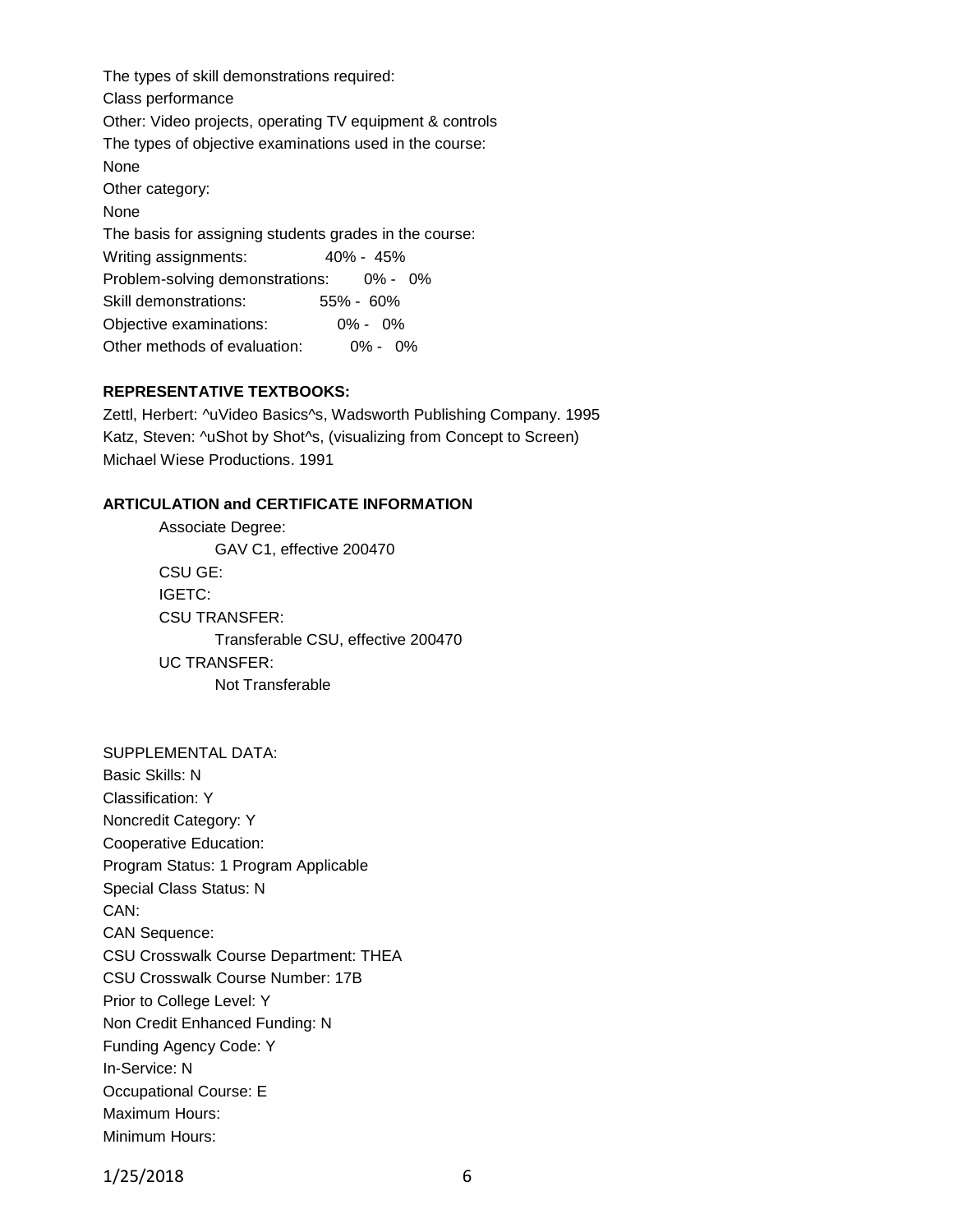The types of skill demonstrations required:

Class performance

Other: Video projects, operating TV equipment & controls

The types of objective examinations used in the course:

None

Other category:

None

The basis for assigning students grades in the course:

Writing assignments: 40% - 45%

Problem-solving demonstrations: 0% - 0%

Skill demonstrations: 55% - 60%

Objective examinations: 0% - 0%

Other methods of evaluation: 0% - 0%

**REPRESENTATIVE TEXTBOOKS:**

Zettl, Herbert: ^uVideo Basics^s, Wadsworth Publishing Company. 1995

Katz, Steven: ^uShot by Shot^s, (visualizing from Concept to Screen) Michael Wiese Productions. 1991

**ARTICULATION and CERTIFICATE INFORMATION**

Associate Degree:
    GAV C1, effective 200470
CSU GE:
IGETC:
CSU TRANSFER:
    Transferable CSU, effective 200470
UC TRANSFER:
    Not Transferable

SUPPLEMENTAL DATA:

Basic Skills: N

Classification: Y

Noncredit Category: Y

Cooperative Education:

Program Status: 1 Program Applicable

Special Class Status: N

CAN:

CAN Sequence:

CSU Crosswalk Course Department: THEA

CSU Crosswalk Course Number: 17B

Prior to College Level: Y

Non Credit Enhanced Funding: N

Funding Agency Code: Y

In-Service: N

Occupational Course: E

Maximum Hours:

Minimum Hours: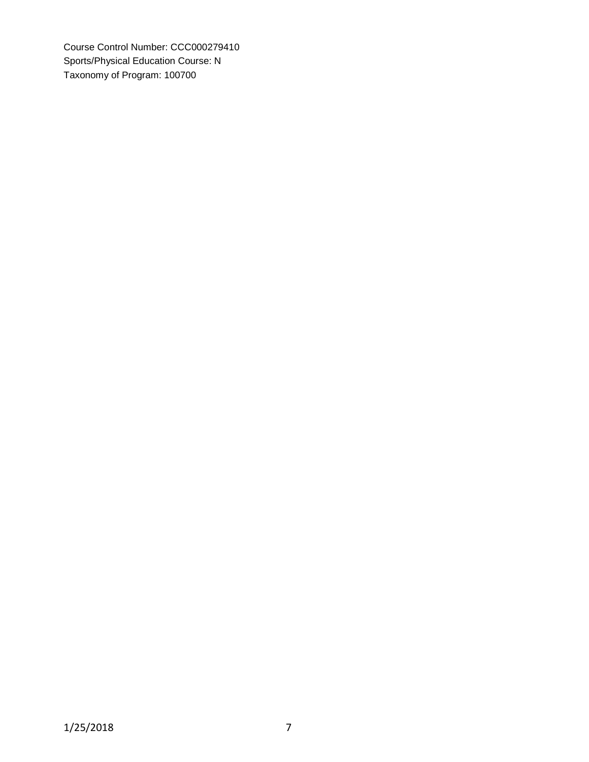Course Control Number: CCC000279410
Sports/Physical Education Course: N
Taxonomy of Program: 100700